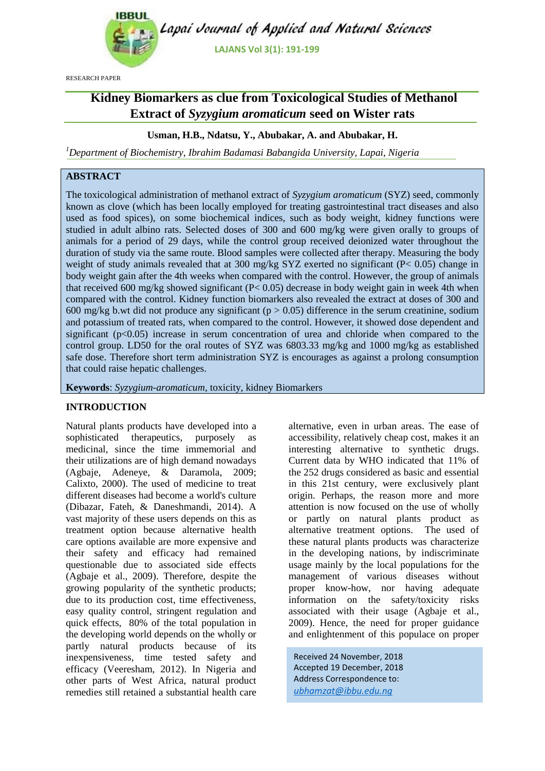RESEARCH PAPER

# Kidney Biomarkers as clue from Toxicological Studies of Methanol Extract of *Syzygium aromaticum* seed on Wister rats

**Usman, H.B., Ndatsu, Y., Abubakar, A. and Abubakar, H.**

[1]*Department of Biochemistry, Ibrahim Badamasi Babangida University, Lapai, Nigeria*

## ABSTRACT

The toxicological administration of methanol extract of *Syzygium aromaticum* (SYZ) seed, commonly known as clove (which has been locally employed for treating gastrointestinal tract diseases and also used as food spices), on some biochemical indices, such as body weight, kidney functions were studied in adult albino rats. Selected doses of 300 and 600 mg/kg were given orally to groups of animals for a period of 29 days, while the control group received deionized water throughout the duration of study via the same route. Blood samples were collected after therapy. Measuring the body weight of study animals revealed that at 300 mg/kg SYZ exerted no significant ($P< 0.05$) change in body weight gain after the 4th weeks when compared with the control. However, the group of animals that received 600 mg/kg showed significant ($P< 0.05$) decrease in body weight gain in week 4th when compared with the control. Kidney function biomarkers also revealed the extract at doses of 300 and 600 mg/kg b.wt did not produce any significant ($p > 0.05$) difference in the serum creatinine, sodium and potassium of treated rats, when compared to the control. However, it showed dose dependent and significant ($p<0.05$) increase in serum concentration of urea and chloride when compared to the control group. LD50 for the oral routes of SYZ was 6803.33 mg/kg and 1000 mg/kg as established safe dose. Therefore short term administration SYZ is encourages as against a prolong consumption that could raise hepatic challenges.

**Keywords**: *Syzygium-aromaticum*, toxicity, kidney Biomarkers

## INTRODUCTION

Natural plants products have developed into a sophisticated therapeutics, purposely as medicinal, since the time immemorial and their utilizations are of high demand nowadays (Agbaje, Adeneye, & Daramola, 2009; Calixto, 2000). The used of medicine to treat different diseases had become a world's culture (Dibazar, Fateh, & Daneshmandi, 2014). A vast majority of these users depends on this as treatment option because alternative health care options available are more expensive and their safety and efficacy had remained questionable due to associated side effects (Agbaje et al., 2009). Therefore, despite the growing popularity of the synthetic products; due to its production cost, time effectiveness, easy quality control, stringent regulation and quick effects, 80% of the total population in the developing world depends on the wholly or partly natural products because of its inexpensiveness, time tested safety and efficacy (Veeresham, 2012). In Nigeria and other parts of West Africa, natural product remedies still retained a substantial health care alternative, even in urban areas. The ease of accessibility, relatively cheap cost, makes it an interesting alternative to synthetic drugs. Current data by WHO indicated that 11% of the 252 drugs considered as basic and essential in this 21st century, were exclusively plant origin. Perhaps, the reason more and more attention is now focused on the use of wholly or partly on natural plants product as alternative treatment options. The used of these natural plants products was characterize in the developing nations, by indiscriminate usage mainly by the local populations for the management of various diseases without proper know-how, nor having adequate information on the safety/toxicity risks associated with their usage (Agbaje et al., 2009). Hence, the need for proper guidance and enlightenment of this populace on proper

Received 24 November, 2018
Accepted 19 December, 2018
Address Correspondence to:
*ubhamzat@ibbu.edu.ng*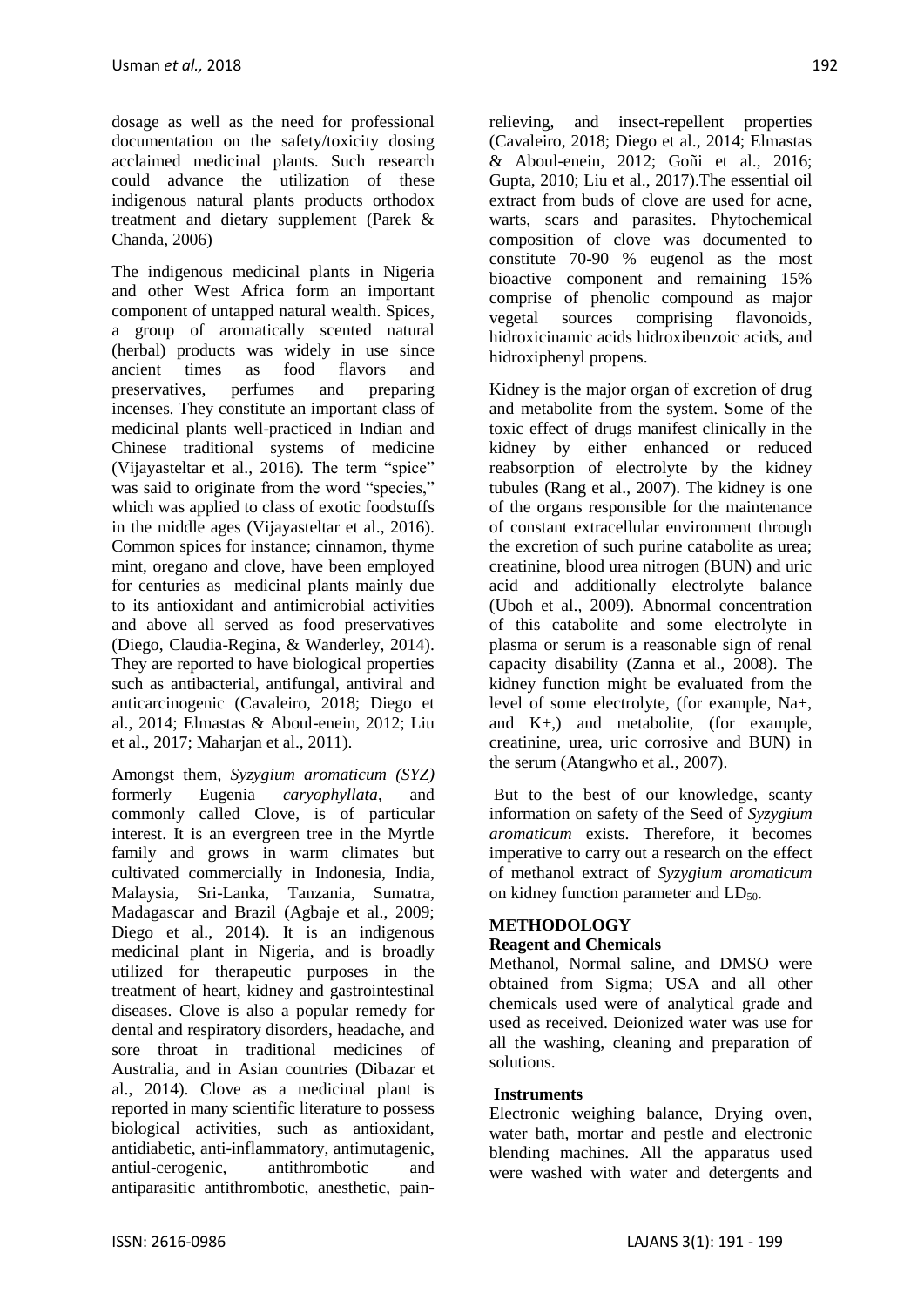dosage as well as the need for professional documentation on the safety/toxicity dosing acclaimed medicinal plants. Such research could advance the utilization of these indigenous natural plants products orthodox treatment and dietary supplement (Parek & Chanda, 2006)

The indigenous medicinal plants in Nigeria and other West Africa form an important component of untapped natural wealth. Spices, a group of aromatically scented natural (herbal) products was widely in use since ancient times as food flavors and preservatives, perfumes and preparing incenses. They constitute an important class of medicinal plants well-practiced in Indian and Chinese traditional systems of medicine (Vijayasteltar et al., 2016). The term "spice" was said to originate from the word "species," which was applied to class of exotic foodstuffs in the middle ages (Vijayasteltar et al., 2016). Common spices for instance; cinnamon, thyme mint, oregano and clove, have been employed for centuries as medicinal plants mainly due to its antioxidant and antimicrobial activities and above all served as food preservatives (Diego, Claudia-Regina, & Wanderley, 2014). They are reported to have biological properties such as antibacterial, antifungal, antiviral and anticarcinogenic (Cavaleiro, 2018; Diego et al., 2014; Elmastas & Aboul-enein, 2012; Liu et al., 2017; Maharjan et al., 2011).

Amongst them, *Syzygium aromaticum (SYZ)* formerly Eugenia *caryophyllata*, and commonly called Clove, is of particular interest. It is an evergreen tree in the Myrtle family and grows in warm climates but cultivated commercially in Indonesia, India, Malaysia, Sri-Lanka, Tanzania, Sumatra, Madagascar and Brazil (Agbaje et al., 2009; Diego et al., 2014). It is an indigenous medicinal plant in Nigeria, and is broadly utilized for therapeutic purposes in the treatment of heart, kidney and gastrointestinal diseases. Clove is also a popular remedy for dental and respiratory disorders, headache, and sore throat in traditional medicines of Australia, and in Asian countries (Dibazar et al., 2014). Clove as a medicinal plant is reported in many scientific literature to possess biological activities, such as antioxidant, antidiabetic, anti-inflammatory, antimutagenic, antiul-cerogenic, antithrombotic and antiparasitic antithrombotic, anesthetic, pain-relieving, and insect-repellent properties (Cavaleiro, 2018; Diego et al., 2014; Elmastas & Aboul-enein, 2012; Goñi et al., 2016; Gupta, 2010; Liu et al., 2017).The essential oil extract from buds of clove are used for acne, warts, scars and parasites. Phytochemical composition of clove was documented to constitute 70-90 % eugenol as the most bioactive component and remaining 15% comprise of phenolic compound as major vegetal sources comprising flavonoids, hidroxicinamic acids hidroxibenzoic acids, and hidroxiphenyl propens.

Kidney is the major organ of excretion of drug and metabolite from the system. Some of the toxic effect of drugs manifest clinically in the kidney by either enhanced or reduced reabsorption of electrolyte by the kidney tubules (Rang et al., 2007). The kidney is one of the organs responsible for the maintenance of constant extracellular environment through the excretion of such purine catabolite as urea; creatinine, blood urea nitrogen (BUN) and uric acid and additionally electrolyte balance (Uboh et al., 2009). Abnormal concentration of this catabolite and some electrolyte in plasma or serum is a reasonable sign of renal capacity disability (Zanna et al., 2008). The kidney function might be evaluated from the level of some electrolyte, (for example, $Na^+$, and $K^+$,) and metabolite, (for example, creatinine, urea, uric corrosive and BUN) in the serum (Atangwho et al., 2007).

But to the best of our knowledge, scanty information on safety of the Seed of *Syzygium aromaticum* exists. Therefore, it becomes imperative to carry out a research on the effect of methanol extract of *Syzygium aromaticum* on kidney function parameter and $LD_{50}$.

## METHODOLOGY

### Reagent and Chemicals

Methanol, Normal saline, and DMSO were obtained from Sigma; USA and all other chemicals used were of analytical grade and used as received. Deionized water was use for all the washing, cleaning and preparation of solutions.

### Instruments

Electronic weighing balance, Drying oven, water bath, mortar and pestle and electronic blending machines. All the apparatus used were washed with water and detergents and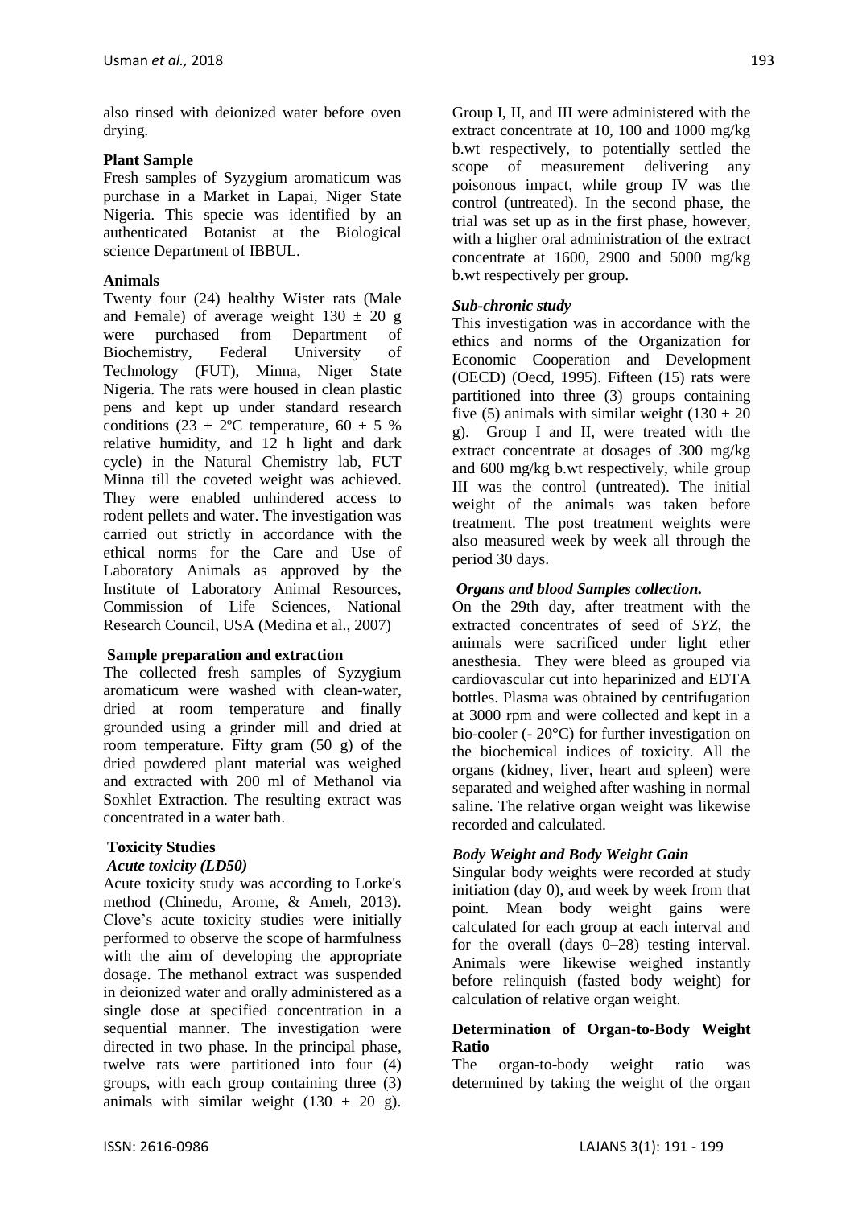also rinsed with deionized water before oven drying.

**Plant Sample**

Fresh samples of Syzygium aromaticum was purchase in a Market in Lapai, Niger State Nigeria. This specie was identified by an authenticated Botanist at the Biological science Department of IBBUL.

**Animals**

Twenty four (24) healthy Wister rats (Male and Female) of average weight 130 ± 20 g were purchased from Department of Biochemistry, Federal University of Technology (FUT), Minna, Niger State Nigeria. The rats were housed in clean plastic pens and kept up under standard research conditions (23 ± 2ºC temperature, 60 ± 5 % relative humidity, and 12 h light and dark cycle) in the Natural Chemistry lab, FUT Minna till the coveted weight was achieved. They were enabled unhindered access to rodent pellets and water. The investigation was carried out strictly in accordance with the ethical norms for the Care and Use of Laboratory Animals as approved by the Institute of Laboratory Animal Resources, Commission of Life Sciences, National Research Council, USA (Medina et al., 2007)

**Sample preparation and extraction**

The collected fresh samples of Syzygium aromaticum were washed with clean-water, dried at room temperature and finally grounded using a grinder mill and dried at room temperature. Fifty gram (50 g) of the dried powdered plant material was weighed and extracted with 200 ml of Methanol via Soxhlet Extraction. The resulting extract was concentrated in a water bath.

**Toxicity Studies**

***Acute toxicity (LD50)***

Acute toxicity study was according to Lorke's method (Chinedu, Arome, & Ameh, 2013). Clove's acute toxicity studies were initially performed to observe the scope of harmfulness with the aim of developing the appropriate dosage. The methanol extract was suspended in deionized water and orally administered as a single dose at specified concentration in a sequential manner. The investigation were directed in two phase. In the principal phase, twelve rats were partitioned into four (4) groups, with each group containing three (3) animals with similar weight (130 ± 20 g). Group I, II, and III were administered with the extract concentrate at 10, 100 and 1000 mg/kg b.wt respectively, to potentially settled the scope of measurement delivering any poisonous impact, while group IV was the control (untreated). In the second phase, the trial was set up as in the first phase, however, with a higher oral administration of the extract concentrate at 1600, 2900 and 5000 mg/kg b.wt respectively per group.

***Sub-chronic study***

This investigation was in accordance with the ethics and norms of the Organization for Economic Cooperation and Development (OECD) (Oecd, 1995). Fifteen (15) rats were partitioned into three (3) groups containing five (5) animals with similar weight (130 ± 20 g). Group I and II, were treated with the extract concentrate at dosages of 300 mg/kg and 600 mg/kg b.wt respectively, while group III was the control (untreated). The initial weight of the animals was taken before treatment. The post treatment weights were also measured week by week all through the period 30 days.

***Organs and blood Samples collection.***

On the 29th day, after treatment with the extracted concentrates of seed of *SYZ*, the animals were sacrificed under light ether anesthesia. They were bleed as grouped via cardiovascular cut into heparinized and EDTA bottles. Plasma was obtained by centrifugation at 3000 rpm and were collected and kept in a bio-cooler (- 20°C) for further investigation on the biochemical indices of toxicity. All the organs (kidney, liver, heart and spleen) were separated and weighed after washing in normal saline. The relative organ weight was likewise recorded and calculated.

***Body Weight and Body Weight Gain***

Singular body weights were recorded at study initiation (day 0), and week by week from that point. Mean body weight gains were calculated for each group at each interval and for the overall (days 0–28) testing interval. Animals were likewise weighed instantly before relinquish (fasted body weight) for calculation of relative organ weight.

**Determination of Organ-to-Body Weight Ratio**

The organ-to-body weight ratio was determined by taking the weight of the organ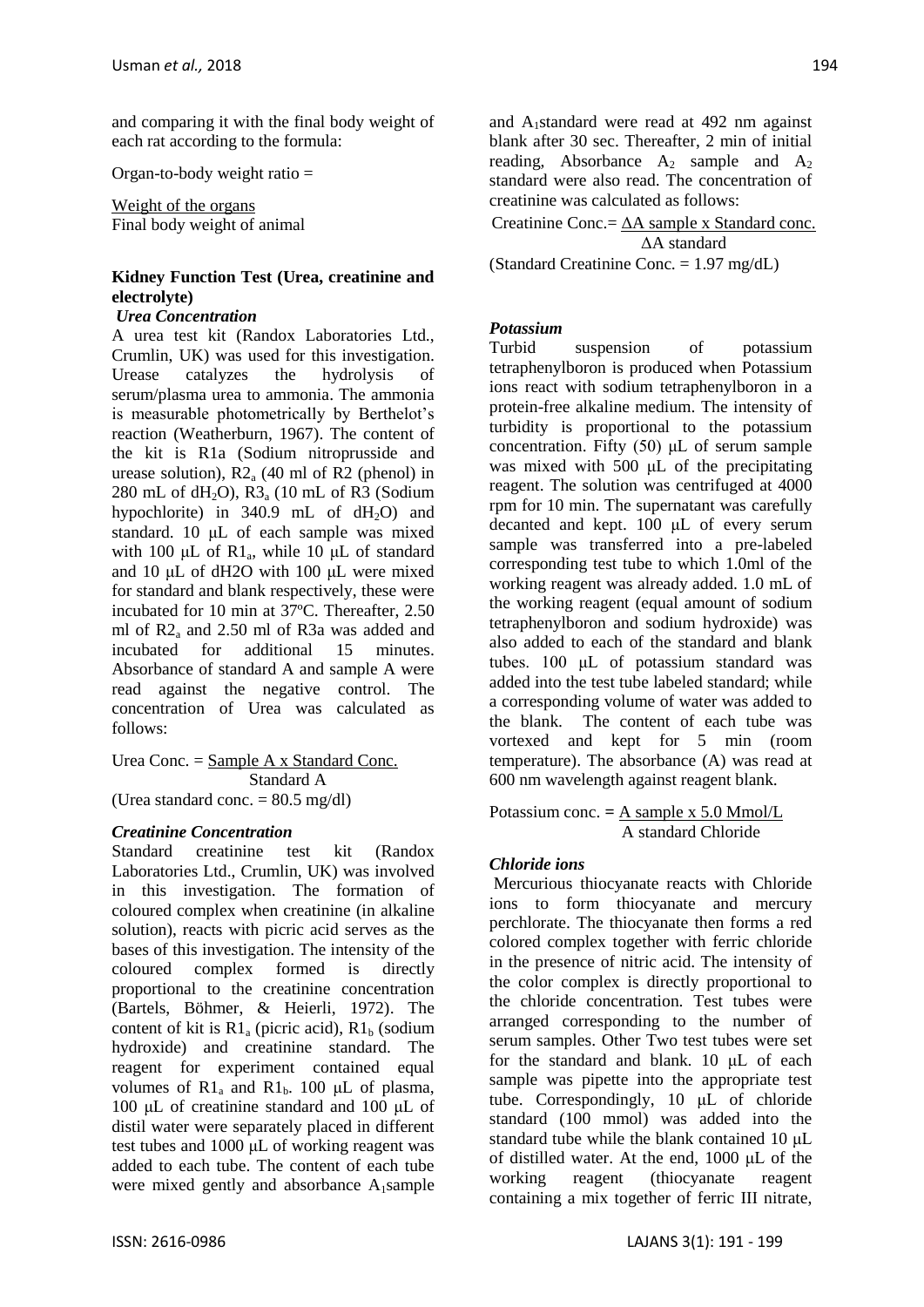and comparing it with the final body weight of each rat according to the formula:

Organ-to-body weight ratio =

$$\frac{\text{Weight of the organs}}{\text{Final body weight of animal}}$$

### Kidney Function Test (Urea, creatinine and electrolyte)

#### *Urea Concentration*

A urea test kit (Randox Laboratories Ltd., Crumlin, UK) was used for this investigation. Urease catalyzes the hydrolysis of serum/plasma urea to ammonia. The ammonia is measurable photometrically by Berthelot's reaction (Weatherburn, 1967). The content of the kit is R1a (Sodium nitroprusside and urease solution), $R2_a$ (40 ml of R2 (phenol) in 280 mL of $dH_2O$), $R3_a$ (10 mL of R3 (Sodium hypochlorite) in 340.9 mL of $dH_2O$) and standard. 10 μL of each sample was mixed with 100 μL of $R1_a$, while 10 μL of standard and 10 μL of dH2O with 100 μL were mixed for standard and blank respectively, these were incubated for 10 min at 37ºC. Thereafter, 2.50 ml of $R2_a$ and 2.50 ml of R3a was added and incubated for additional 15 minutes. Absorbance of standard A and sample A were read against the negative control. The concentration of Urea was calculated as follows:

$$\text{Urea Conc.} = \frac{\text{Sample A x Standard Conc.}}{\text{Standard A}}$$

(Urea standard conc. = 80.5 mg/dl)

#### *Creatinine Concentration*

Standard creatinine test kit (Randox Laboratories Ltd., Crumlin, UK) was involved in this investigation. The formation of coloured complex when creatinine (in alkaline solution), reacts with picric acid serves as the bases of this investigation. The intensity of the coloured complex formed is directly proportional to the creatinine concentration (Bartels, Böhmer, & Heierli, 1972). The content of kit is $R1_a$ (picric acid), $R1_b$ (sodium hydroxide) and creatinine standard. The reagent for experiment contained equal volumes of $R1_a$ and $R1_b$. 100 μL of plasma, 100 μL of creatinine standard and 100 μL of distil water were separately placed in different test tubes and 1000 μL of working reagent was added to each tube. The content of each tube were mixed gently and absorbance $A_1$sample and $A_1$standard were read at 492 nm against blank after 30 sec. Thereafter, 2 min of initial reading, Absorbance $A_2$ sample and $A_2$ standard were also read. The concentration of creatinine was calculated as follows:

$$\text{Creatinine Conc.} = \frac{\Delta\text{A sample x Standard conc.}}{\Delta\text{A standard}}$$

(Standard Creatinine Conc. = 1.97 mg/dL)

#### *Potassium*

Turbid suspension of potassium tetraphenylboron is produced when Potassium ions react with sodium tetraphenylboron in a protein-free alkaline medium. The intensity of turbidity is proportional to the potassium concentration. Fifty (50) μL of serum sample was mixed with 500 μL of the precipitating reagent. The solution was centrifuged at 4000 rpm for 10 min. The supernatant was carefully decanted and kept. 100 μL of every serum sample was transferred into a pre-labeled corresponding test tube to which 1.0ml of the working reagent was already added. 1.0 mL of the working reagent (equal amount of sodium tetraphenylboron and sodium hydroxide) was also added to each of the standard and blank tubes. 100 μL of potassium standard was added into the test tube labeled standard; while a corresponding volume of water was added to the blank. The content of each tube was vortexed and kept for 5 min (room temperature). The absorbance (A) was read at 600 nm wavelength against reagent blank.

$$\text{Potassium conc.} = \frac{\text{A sample x 5.0 Mmol/L}}{\text{A standard Chloride}}$$

#### *Chloride ions*

Mercurious thiocyanate reacts with Chloride ions to form thiocyanate and mercury perchlorate. The thiocyanate then forms a red colored complex together with ferric chloride in the presence of nitric acid. The intensity of the color complex is directly proportional to the chloride concentration. Test tubes were arranged corresponding to the number of serum samples. Other Two test tubes were set for the standard and blank. 10 μL of each sample was pipette into the appropriate test tube. Correspondingly, 10 μL of chloride standard (100 mmol) was added into the standard tube while the blank contained 10 μL of distilled water. At the end, 1000 μL of the working reagent (thiocyanate reagent containing a mix together of ferric III nitrate,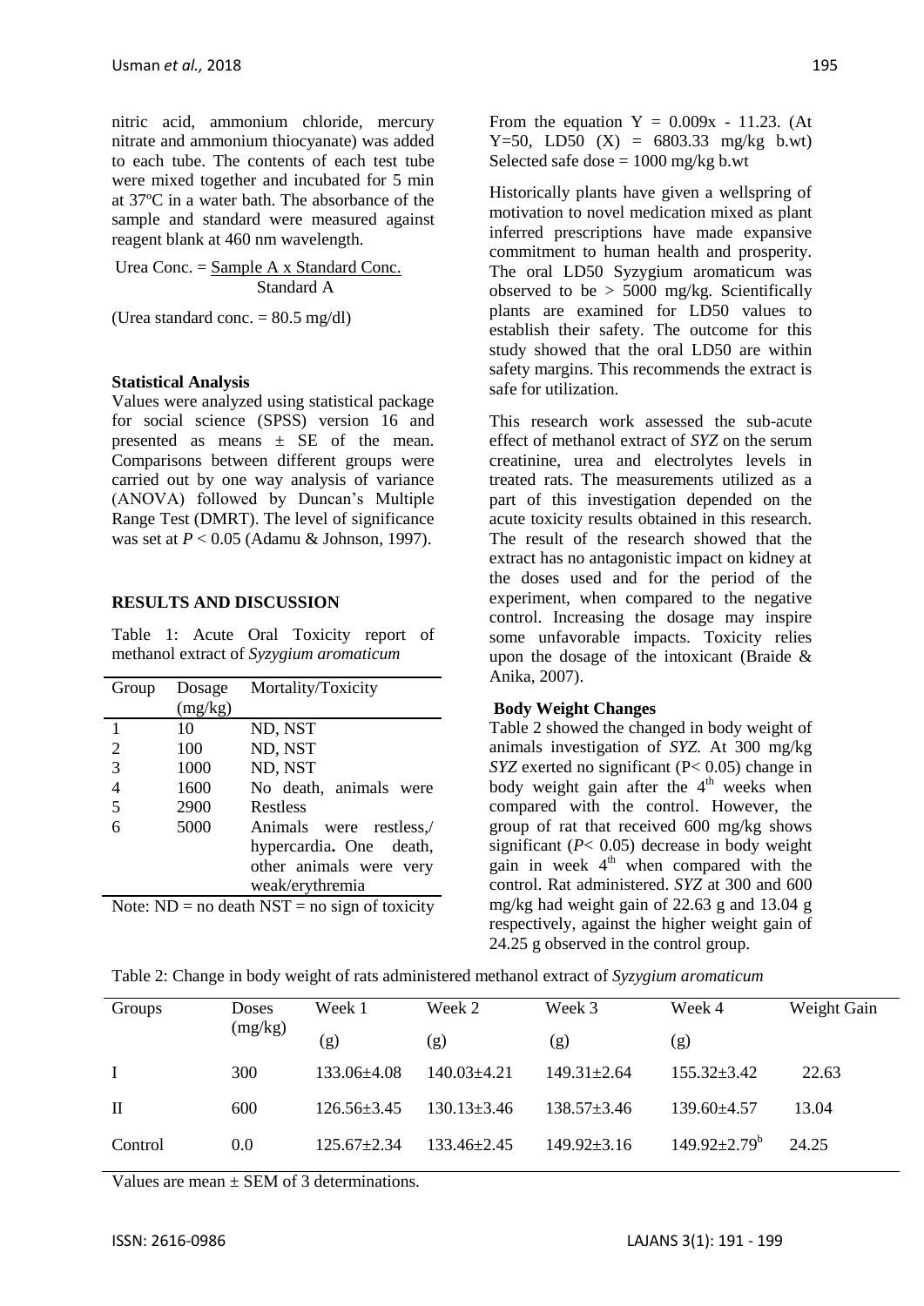nitric acid, ammonium chloride, mercury nitrate and ammonium thiocyanate) was added to each tube. The contents of each test tube were mixed together and incubated for 5 min at 37ºC in a water bath. The absorbance of the sample and standard were measured against reagent blank at 460 nm wavelength.

$$\text{Urea Conc.} = \frac{\text{Sample A x Standard Conc.}}{\text{Standard A}}$$

(Urea standard conc. = 80.5 mg/dl)

**Statistical Analysis**

Values were analyzed using statistical package for social science (SPSS) version 16 and presented as means ± SE of the mean. Comparisons between different groups were carried out by one way analysis of variance (ANOVA) followed by Duncan's Multiple Range Test (DMRT). The level of significance was set at $P < 0.05$ (Adamu & Johnson, 1997).

**RESULTS AND DISCUSSION**

Table 1: Acute Oral Toxicity report of methanol extract of *Syzygium aromaticum*

| Group | Dosage (mg/kg) | Mortality/Toxicity |
|---|---|---|
| 1 | 10 | ND, NST |
| 2 | 100 | ND, NST |
| 3 | 1000 | ND, NST |
| 4 | 1600 | No death, animals were |
| 5 | 2900 | Restless |
| 6 | 5000 | Animals were restless,/ hypercardia**.** One death, other animals were very weak/erythremia |

Note: ND = no death NST = no sign of toxicity

From the equation Y = 0.009x - 11.23. (At Y=50, LD50 (X) = 6803.33 mg/kg b.wt) Selected safe dose = 1000 mg/kg b.wt

Historically plants have given a wellspring of motivation to novel medication mixed as plant inferred prescriptions have made expansive commitment to human health and prosperity. The oral LD50 Syzygium aromaticum was observed to be > 5000 mg/kg. Scientifically plants are examined for LD50 values to establish their safety. The outcome for this study showed that the oral LD50 are within safety margins. This recommends the extract is safe for utilization.

This research work assessed the sub-acute effect of methanol extract of *SYZ* on the serum creatinine, urea and electrolytes levels in treated rats. The measurements utilized as a part of this investigation depended on the acute toxicity results obtained in this research. The result of the research showed that the extract has no antagonistic impact on kidney at the doses used and for the period of the experiment, when compared to the negative control. Increasing the dosage may inspire some unfavorable impacts. Toxicity relies upon the dosage of the intoxicant (Braide & Anika, 2007).

**Body Weight Changes**

Table 2 showed the changed in body weight of animals investigation of *SYZ.* At 300 mg/kg *SYZ* exerted no significant (P< 0.05) change in body weight gain after the 4[th] weeks when compared with the control. However, the group of rat that received 600 mg/kg shows significant ($P$< 0.05) decrease in body weight gain in week 4[th] when compared with the control. Rat administered. *SYZ* at 300 and 600 mg/kg had weight gain of 22.63 g and 13.04 g respectively, against the higher weight gain of 24.25 g observed in the control group.

Table 2: Change in body weight of rats administered methanol extract of *Syzygium aromaticum*

| Groups | Doses (mg/kg) | Week 1 (g) | Week 2 (g) | Week 3 (g) | Week 4 (g) | Weight Gain |
|---|---|---|---|---|---|---|
| I | 300 | 133.06±4.08 | 140.03±4.21 | 149.31±2.64 | 155.32±3.42 | 22.63 |
| II | 600 | 126.56±3.45 | 130.13±3.46 | 138.57±3.46 | 139.60±4.57 | 13.04 |
| Control | 0.0 | 125.67±2.34 | 133.46±2.45 | 149.92±3.16 | 149.92±2.79$^{b}$ | 24.25 |

Values are mean ± SEM of 3 determinations.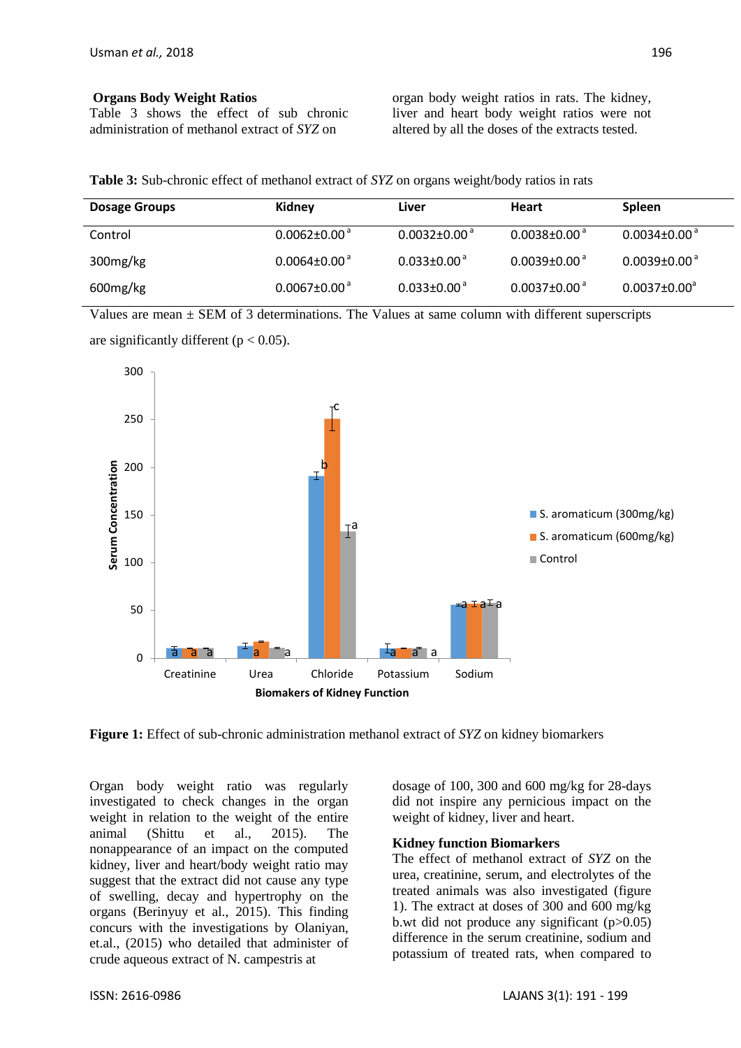**Organs Body Weight Ratios**

Table 3 shows the effect of sub chronic administration of methanol extract of *SYZ* on organ body weight ratios in rats. The kidney, liver and heart body weight ratios were not altered by all the doses of the extracts tested.

**Table 3:** Sub-chronic effect of methanol extract of *SYZ* on organs weight/body ratios in rats

| Dosage Groups | Kidney | Liver | Heart | Spleen |
|---|---|---|---|---|
| Control | 0.0062±0.00 [a] | 0.0032±0.00 [a] | 0.0038±0.00 [a] | 0.0034±0.00 [a] |
| 300mg/kg | 0.0064±0.00 [a] | 0.033±0.00 [a] | 0.0039±0.00 [a] | 0.0039±0.00 [a] |
| 600mg/kg | 0.0067±0.00 [a] | 0.033±0.00 [a] | 0.0037±0.00 [a] | 0.0037±0.00 [a] |

Values are mean ± SEM of 3 determinations. The Values at same column with different superscripts are significantly different ($p < 0.05$).

**Figure 1:** Effect of sub-chronic administration methanol extract of *SYZ* on kidney biomarkers

Organ body weight ratio was regularly investigated to check changes in the organ weight in relation to the weight of the entire animal (Shittu et al., 2015). The nonappearance of an impact on the computed kidney, liver and heart/body weight ratio may suggest that the extract did not cause any type of swelling, decay and hypertrophy on the organs (Berinyuy et al., 2015). This finding concurs with the investigations by Olaniyan, et.al., (2015) who detailed that administer of crude aqueous extract of N. campestris at dosage of 100, 300 and 600 mg/kg for 28-days did not inspire any pernicious impact on the weight of kidney, liver and heart.

**Kidney function Biomarkers**

The effect of methanol extract of *SYZ* on the urea, creatinine, serum, and electrolytes of the treated animals was also investigated (figure 1). The extract at doses of 300 and 600 mg/kg b.wt did not produce any significant ($p>0.05$) difference in the serum creatinine, sodium and potassium of treated rats, when compared to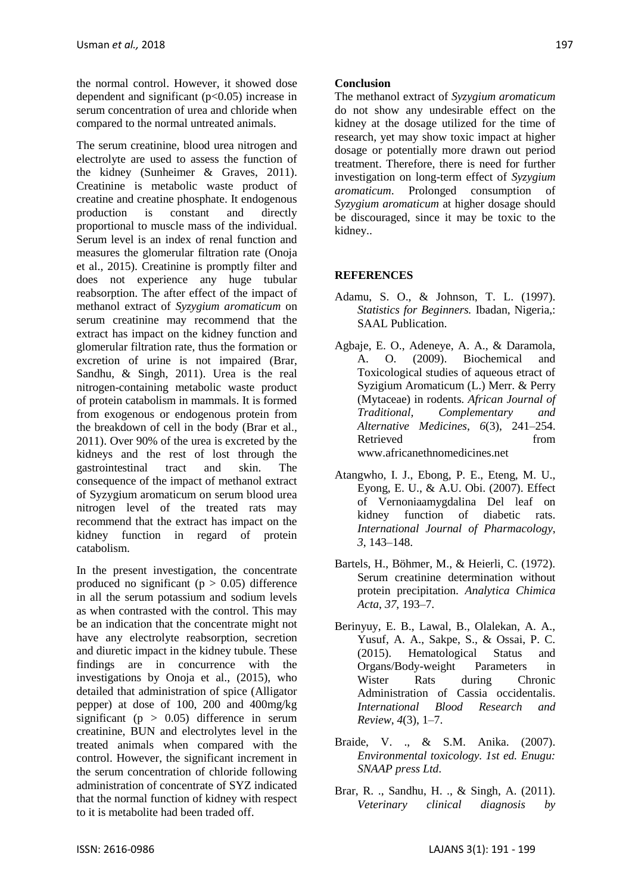the normal control. However, it showed dose dependent and significant ($p<0.05$) increase in serum concentration of urea and chloride when compared to the normal untreated animals.

The serum creatinine, blood urea nitrogen and electrolyte are used to assess the function of the kidney (Sunheimer & Graves, 2011). Creatinine is metabolic waste product of creatine and creatine phosphate. It endogenous production is constant and directly proportional to muscle mass of the individual. Serum level is an index of renal function and measures the glomerular filtration rate (Onoja et al., 2015). Creatinine is promptly filter and does not experience any huge tubular reabsorption. The after effect of the impact of methanol extract of *Syzygium aromaticum* on serum creatinine may recommend that the extract has impact on the kidney function and glomerular filtration rate, thus the formation or excretion of urine is not impaired (Brar, Sandhu, & Singh, 2011). Urea is the real nitrogen-containing metabolic waste product of protein catabolism in mammals. It is formed from exogenous or endogenous protein from the breakdown of cell in the body (Brar et al., 2011). Over 90% of the urea is excreted by the kidneys and the rest of lost through the gastrointestinal tract and skin. The consequence of the impact of methanol extract of Syzygium aromaticum on serum blood urea nitrogen level of the treated rats may recommend that the extract has impact on the kidney function in regard of protein catabolism.

In the present investigation, the concentrate produced no significant ($p > 0.05$) difference in all the serum potassium and sodium levels as when contrasted with the control. This may be an indication that the concentrate might not have any electrolyte reabsorption, secretion and diuretic impact in the kidney tubule. These findings are in concurrence with the investigations by Onoja et al., (2015), who detailed that administration of spice (Alligator pepper) at dose of 100, 200 and 400mg/kg significant ($p > 0.05$) difference in serum creatinine, BUN and electrolytes level in the treated animals when compared with the control. However, the significant increment in the serum concentration of chloride following administration of concentrate of SYZ indicated that the normal function of kidney with respect to it is metabolite had been traded off.

## Conclusion

The methanol extract of *Syzygium aromaticum* do not show any undesirable effect on the kidney at the dosage utilized for the time of research, yet may show toxic impact at higher dosage or potentially more drawn out period treatment. Therefore, there is need for further investigation on long-term effect of *Syzygium aromaticum*. Prolonged consumption of *Syzygium aromaticum* at higher dosage should be discouraged, since it may be toxic to the kidney..

## REFERENCES

Adamu, S. O., & Johnson, T. L. (1997). *Statistics for Beginners.* Ibadan, Nigeria,: SAAL Publication.

Agbaje, E. O., Adeneye, A. A., & Daramola, A. O. (2009). Biochemical and Toxicological studies of aqueous etract of Syzigium Aromaticum (L.) Merr. & Perry (Mytaceae) in rodents. *African Journal of Traditional, Complementary and Alternative Medicines*, *6*(3), 241–254. Retrieved from www.africanethnomedicines.net

Atangwho, I. J., Ebong, P. E., Eteng, M. U., Eyong, E. U., & A.U. Obi. (2007). Effect of Vernoniaamygdalina Del leaf on kidney function of diabetic rats. *International Journal of Pharmacology*, *3*, 143–148.

Bartels, H., Böhmer, M., & Heierli, C. (1972). Serum creatinine determination without protein precipitation. *Analytica Chimica Acta*, *37*, 193–7.

Berinyuy, E. B., Lawal, B., Olalekan, A. A., Yusuf, A. A., Sakpe, S., & Ossai, P. C. (2015). Hematological Status and Organs/Body-weight Parameters in Wister Rats during Chronic Administration of Cassia occidentalis. *International Blood Research and Review*, *4*(3), 1–7.

Braide, V. ., & S.M. Anika. (2007). *Environmental toxicology. 1st ed. Enugu: SNAAP press Ltd*.

Brar, R. ., Sandhu, H. ., & Singh, A. (2011). *Veterinary clinical diagnosis by*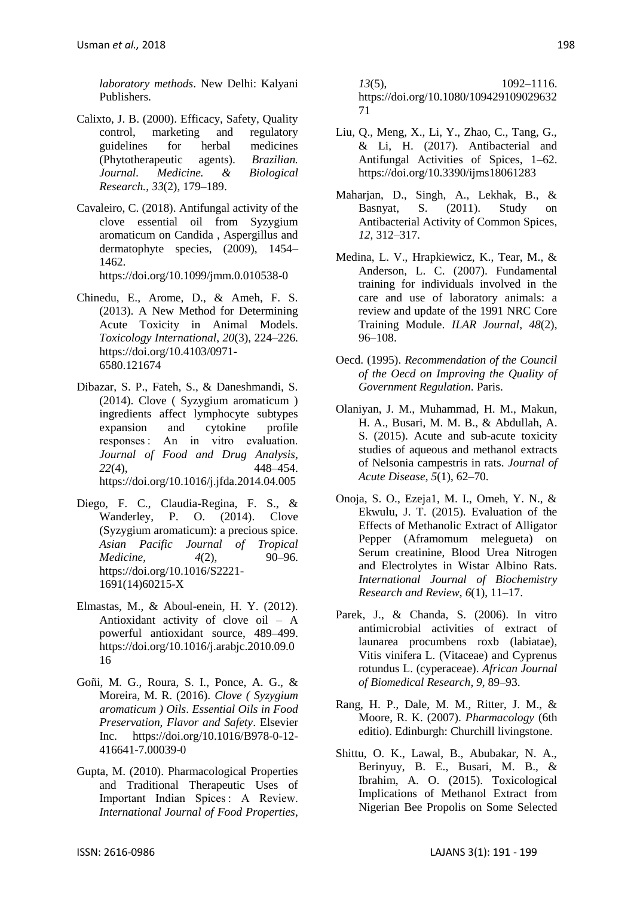*laboratory methods*. New Delhi: Kalyani Publishers.

Calixto, J. B. (2000). Efficacy, Safety, Quality control, marketing and regulatory guidelines for herbal medicines (Phytotherapeutic agents). *Brazilian. Journal. Medicine. & Biological Research.*, *33*(2), 179–189.

Cavaleiro, C. (2018). Antifungal activity of the clove essential oil from Syzygium aromaticum on Candida , Aspergillus and dermatophyte species, (2009), 1454–1462. https://doi.org/10.1099/jmm.0.010538-0

Chinedu, E., Arome, D., & Ameh, F. S. (2013). A New Method for Determining Acute Toxicity in Animal Models. *Toxicology International*, *20*(3), 224–226. https://doi.org/10.4103/0971-6580.121674

Dibazar, S. P., Fateh, S., & Daneshmandi, S. (2014). Clove ( Syzygium aromaticum ) ingredients affect lymphocyte subtypes expansion and cytokine profile responses : An in vitro evaluation. *Journal of Food and Drug Analysis*, *22*(4), 448–454. https://doi.org/10.1016/j.jfda.2014.04.005

Diego, F. C., Claudia-Regina, F. S., & Wanderley, P. O. (2014). Clove (Syzygium aromaticum): a precious spice. *Asian Pacific Journal of Tropical Medicine*, *4*(2), 90–96. https://doi.org/10.1016/S2221-1691(14)60215-X

Elmastas, M., & Aboul-enein, H. Y. (2012). Antioxidant activity of clove oil – A powerful antioxidant source, 489–499. https://doi.org/10.1016/j.arabjc.2010.09.016

Goñi, M. G., Roura, S. I., Ponce, A. G., & Moreira, M. R. (2016). *Clove ( Syzygium aromaticum ) Oils*. *Essential Oils in Food Preservation, Flavor and Safety*. Elsevier Inc. https://doi.org/10.1016/B978-0-12-416641-7.00039-0

Gupta, M. (2010). Pharmacological Properties and Traditional Therapeutic Uses of Important Indian Spices : A Review. *International Journal of Food Properties*, *13*(5), 1092–1116. https://doi.org/10.1080/10942910902963271

Liu, Q., Meng, X., Li, Y., Zhao, C., Tang, G., & Li, H. (2017). Antibacterial and Antifungal Activities of Spices, 1–62. https://doi.org/10.3390/ijms18061283

Maharjan, D., Singh, A., Lekhak, B., & Basnyat, S. (2011). Study on Antibacterial Activity of Common Spices, *12*, 312–317.

Medina, L. V., Hrapkiewicz, K., Tear, M., & Anderson, L. C. (2007). Fundamental training for individuals involved in the care and use of laboratory animals: a review and update of the 1991 NRC Core Training Module. *ILAR Journal*, *48*(2), 96–108.

Oecd. (1995). *Recommendation of the Council of the Oecd on Improving the Quality of Government Regulation*. Paris.

Olaniyan, J. M., Muhammad, H. M., Makun, H. A., Busari, M. M. B., & Abdullah, A. S. (2015). Acute and sub-acute toxicity studies of aqueous and methanol extracts of Nelsonia campestris in rats. *Journal of Acute Disease*, *5*(1), 62–70.

Onoja, S. O., Ezeja1, M. I., Omeh, Y. N., & Ekwulu, J. T. (2015). Evaluation of the Effects of Methanolic Extract of Alligator Pepper (Aframomum melegueta) on Serum creatinine, Blood Urea Nitrogen and Electrolytes in Wistar Albino Rats. *International Journal of Biochemistry Research and Review*, *6*(1), 11–17.

Parek, J., & Chanda, S. (2006). In vitro antimicrobial activities of extract of launarea procumbens roxb (labiatae), Vitis vinifera L. (Vitaceae) and Cyprenus rotundus L. (cyperaceae). *African Journal of Biomedical Research*, *9*, 89–93.

Rang, H. P., Dale, M. M., Ritter, J. M., & Moore, R. K. (2007). *Pharmacology* (6th editio). Edinburgh: Churchill livingstone.

Shittu, O. K., Lawal, B., Abubakar, N. A., Berinyuy, B. E., Busari, M. B., & Ibrahim, A. O. (2015). Toxicological Implications of Methanol Extract from Nigerian Bee Propolis on Some Selected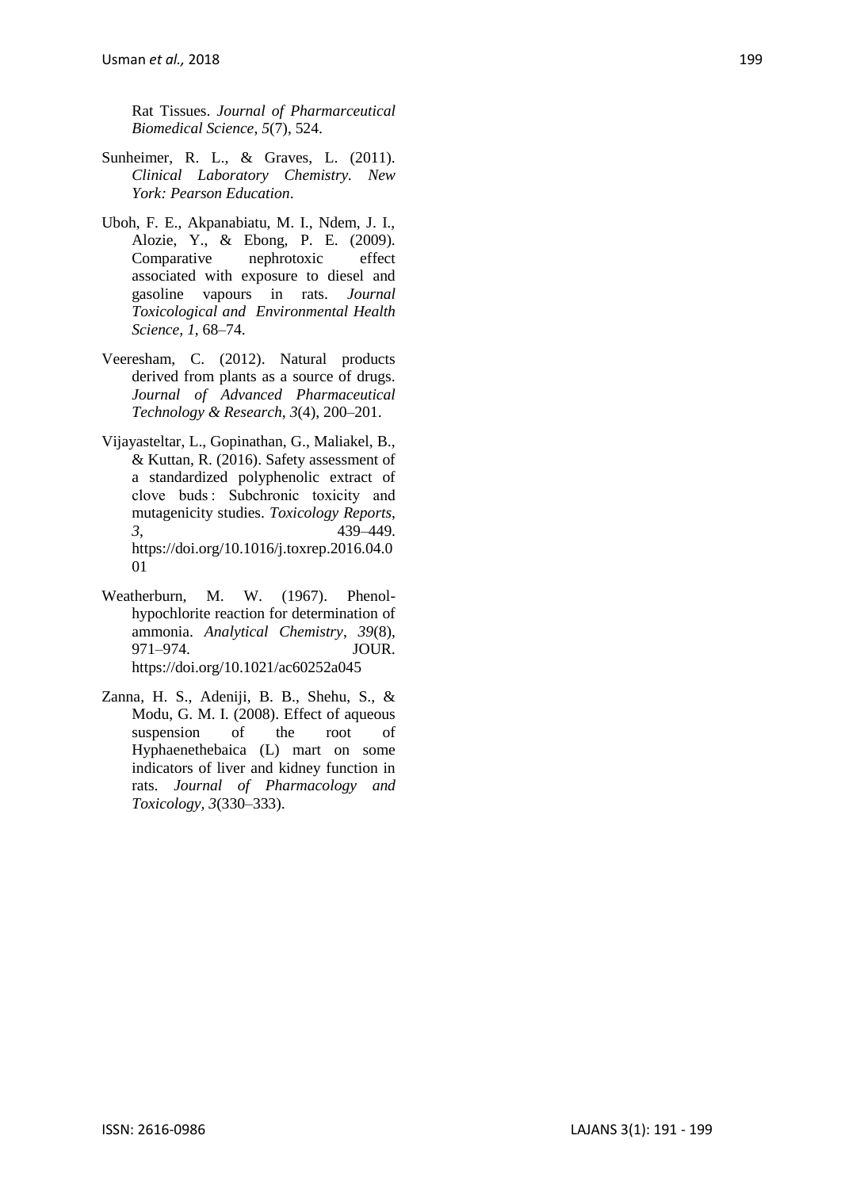Rat Tissues. *Journal of Pharmarceutical Biomedical Science*, *5*(7), 524.

Sunheimer, R. L., & Graves, L. (2011). *Clinical Laboratory Chemistry. New York: Pearson Education*.

Uboh, F. E., Akpanabiatu, M. I., Ndem, J. I., Alozie, Y., & Ebong, P. E. (2009). Comparative nephrotoxic effect associated with exposure to diesel and gasoline vapours in rats. *Journal Toxicological and Environmental Health Science*, *1*, 68–74.

Veeresham, C. (2012). Natural products derived from plants as a source of drugs. *Journal of Advanced Pharmaceutical Technology & Research*, *3*(4), 200–201.

Vijayasteltar, L., Gopinathan, G., Maliakel, B., & Kuttan, R. (2016). Safety assessment of a standardized polyphenolic extract of clove buds : Subchronic toxicity and mutagenicity studies. *Toxicology Reports*, *3*, 439–449. https://doi.org/10.1016/j.toxrep.2016.04.001

Weatherburn, M. W. (1967). Phenol-hypochlorite reaction for determination of ammonia. *Analytical Chemistry*, *39*(8), 971–974. JOUR. https://doi.org/10.1021/ac60252a045

Zanna, H. S., Adeniji, B. B., Shehu, S., & Modu, G. M. I. (2008). Effect of aqueous suspension of the root of Hyphaenethebaica (L) mart on some indicators of liver and kidney function in rats. *Journal of Pharmacology and Toxicology*, *3*(330–333).